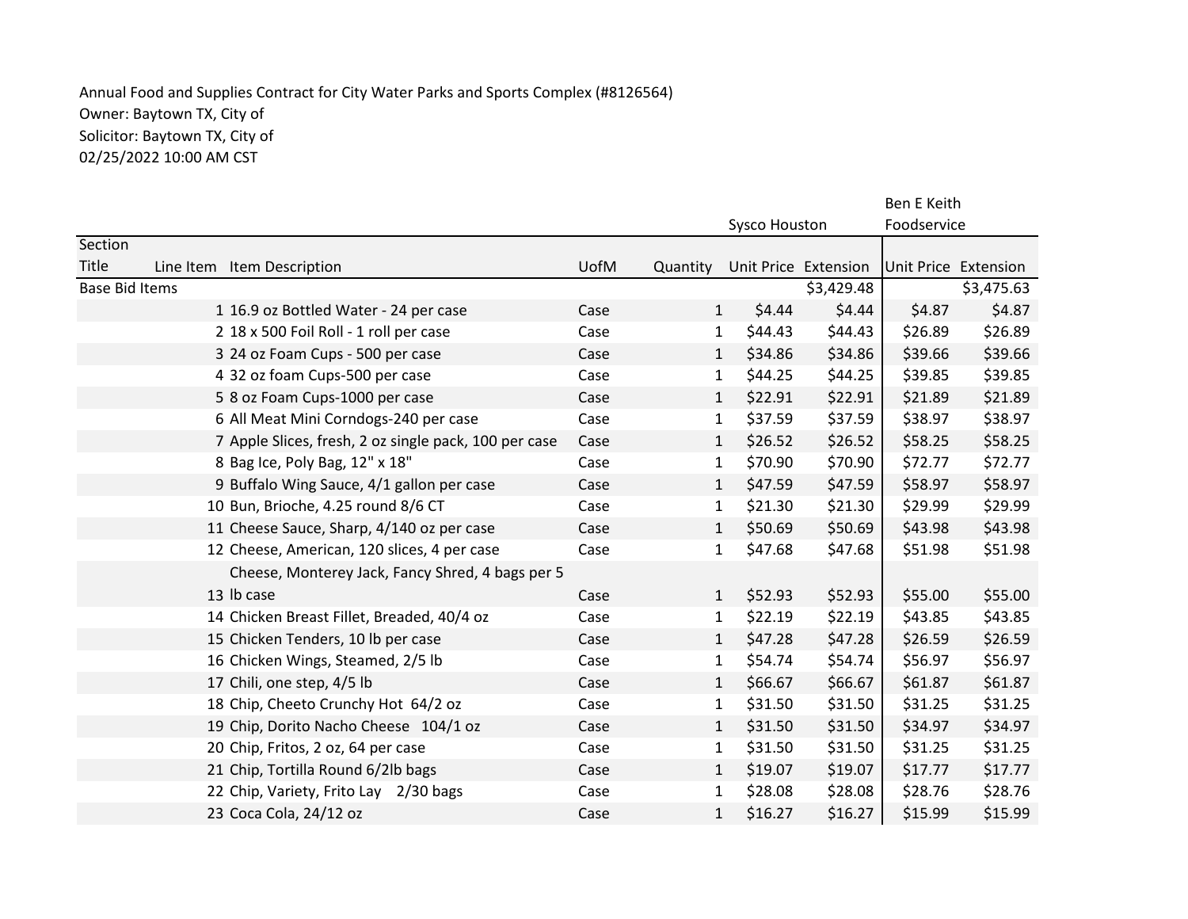Annual Food and Supplies Contract for City Water Parks and Sports Complex (#8126564)
Owner: Baytown TX, City of
Solicitor: Baytown TX, City of
02/25/2022 10:00 AM CST

| | | | | | Sysco Houston | | Ben E Keith Foodservice | |
|---|---|---|---|---|---|---|---|---|
| Section Title | Line Item | Item Description | UofM | Quantity | Unit Price | Extension | Unit Price | Extension |
| Base Bid Items | | | | | | $3,429.48 | | $3,475.63 |
| | 1 | 16.9 oz Bottled Water - 24 per case | Case | 1 | $4.44 | $4.44 | $4.87 | $4.87 |
| | 2 | 18 x 500 Foil Roll - 1 roll per case | Case | 1 | $44.43 | $44.43 | $26.89 | $26.89 |
| | 3 | 24 oz Foam Cups - 500 per case | Case | 1 | $34.86 | $34.86 | $39.66 | $39.66 |
| | 4 | 32 oz foam Cups-500 per case | Case | 1 | $44.25 | $44.25 | $39.85 | $39.85 |
| | 5 | 8 oz Foam Cups-1000 per case | Case | 1 | $22.91 | $22.91 | $21.89 | $21.89 |
| | 6 | All Meat Mini Corndogs-240 per case | Case | 1 | $37.59 | $37.59 | $38.97 | $38.97 |
| | 7 | Apple Slices, fresh, 2 oz single pack, 100 per case | Case | 1 | $26.52 | $26.52 | $58.25 | $58.25 |
| | 8 | Bag Ice, Poly Bag, 12" x 18" | Case | 1 | $70.90 | $70.90 | $72.77 | $72.77 |
| | 9 | Buffalo Wing Sauce, 4/1 gallon per case | Case | 1 | $47.59 | $47.59 | $58.97 | $58.97 |
| | 10 | Bun, Brioche, 4.25 round 8/6 CT | Case | 1 | $21.30 | $21.30 | $29.99 | $29.99 |
| | 11 | Cheese Sauce, Sharp, 4/140 oz per case | Case | 1 | $50.69 | $50.69 | $43.98 | $43.98 |
| | 12 | Cheese, American, 120 slices, 4 per case | Case | 1 | $47.68 | $47.68 | $51.98 | $51.98 |
| | 13 | Cheese, Monterey Jack, Fancy Shred, 4 bags per 5 lb case | Case | 1 | $52.93 | $52.93 | $55.00 | $55.00 |
| | 14 | Chicken Breast Fillet, Breaded, 40/4 oz | Case | 1 | $22.19 | $22.19 | $43.85 | $43.85 |
| | 15 | Chicken Tenders, 10 lb per case | Case | 1 | $47.28 | $47.28 | $26.59 | $26.59 |
| | 16 | Chicken Wings, Steamed, 2/5 lb | Case | 1 | $54.74 | $54.74 | $56.97 | $56.97 |
| | 17 | Chili, one step, 4/5 lb | Case | 1 | $66.67 | $66.67 | $61.87 | $61.87 |
| | 18 | Chip, Cheeto Crunchy Hot 64/2 oz | Case | 1 | $31.50 | $31.50 | $31.25 | $31.25 |
| | 19 | Chip, Dorito Nacho Cheese 104/1 oz | Case | 1 | $31.50 | $31.50 | $34.97 | $34.97 |
| | 20 | Chip, Fritos, 2 oz, 64 per case | Case | 1 | $31.50 | $31.50 | $31.25 | $31.25 |
| | 21 | Chip, Tortilla Round 6/2lb bags | Case | 1 | $19.07 | $19.07 | $17.77 | $17.77 |
| | 22 | Chip, Variety, Frito Lay 2/30 bags | Case | 1 | $28.08 | $28.08 | $28.76 | $28.76 |
| | 23 | Coca Cola, 24/12 oz | Case | 1 | $16.27 | $16.27 | $15.99 | $15.99 |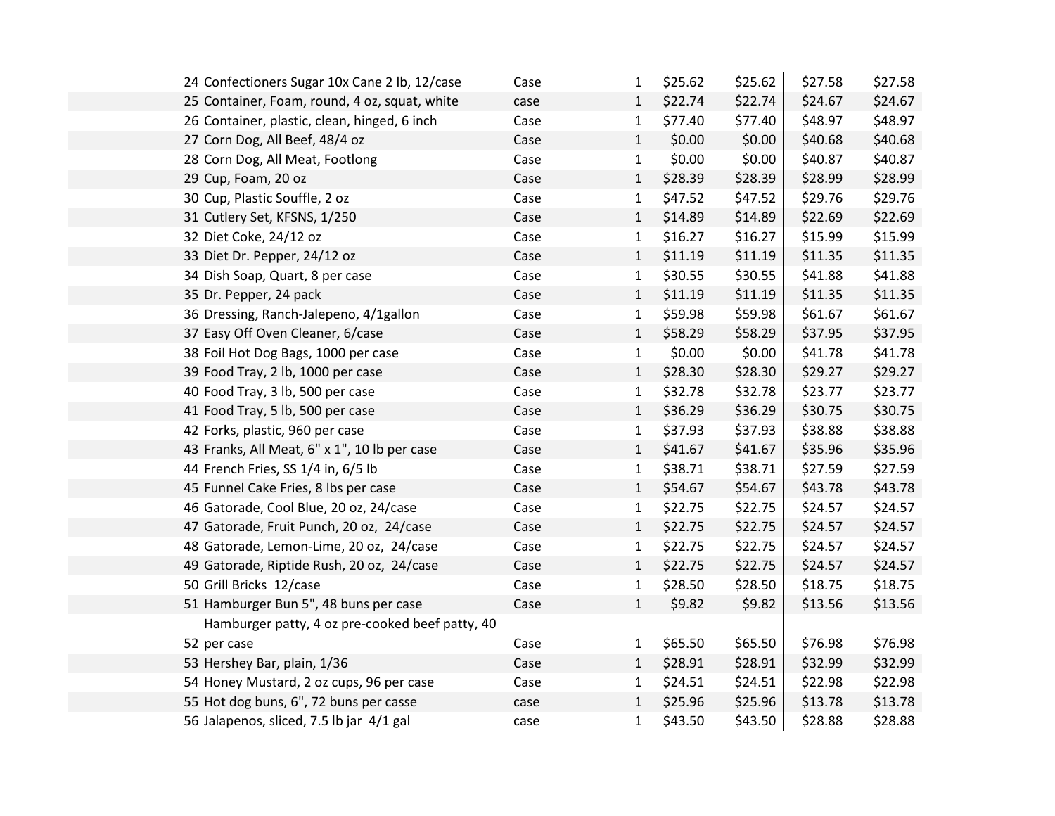| | | | | | | |
|---|---|---|---|---|---|---|
| 24 | Confectioners Sugar 10x Cane 2 lb, 12/case | Case | 1 | $25.62 | $25.62 | $27.58 | $27.58 |
| 25 | Container, Foam, round, 4 oz, squat, white | case | 1 | $22.74 | $22.74 | $24.67 | $24.67 |
| 26 | Container, plastic, clean, hinged, 6 inch | Case | 1 | $77.40 | $77.40 | $48.97 | $48.97 |
| 27 | Corn Dog, All Beef, 48/4 oz | Case | 1 | $0.00 | $0.00 | $40.68 | $40.68 |
| 28 | Corn Dog, All Meat, Footlong | Case | 1 | $0.00 | $0.00 | $40.87 | $40.87 |
| 29 | Cup, Foam, 20 oz | Case | 1 | $28.39 | $28.39 | $28.99 | $28.99 |
| 30 | Cup, Plastic Souffle, 2 oz | Case | 1 | $47.52 | $47.52 | $29.76 | $29.76 |
| 31 | Cutlery Set, KFSNS, 1/250 | Case | 1 | $14.89 | $14.89 | $22.69 | $22.69 |
| 32 | Diet Coke, 24/12 oz | Case | 1 | $16.27 | $16.27 | $15.99 | $15.99 |
| 33 | Diet Dr. Pepper, 24/12 oz | Case | 1 | $11.19 | $11.19 | $11.35 | $11.35 |
| 34 | Dish Soap, Quart, 8 per case | Case | 1 | $30.55 | $30.55 | $41.88 | $41.88 |
| 35 | Dr. Pepper, 24 pack | Case | 1 | $11.19 | $11.19 | $11.35 | $11.35 |
| 36 | Dressing, Ranch-Jalepeno, 4/1gallon | Case | 1 | $59.98 | $59.98 | $61.67 | $61.67 |
| 37 | Easy Off Oven Cleaner, 6/case | Case | 1 | $58.29 | $58.29 | $37.95 | $37.95 |
| 38 | Foil Hot Dog Bags, 1000 per case | Case | 1 | $0.00 | $0.00 | $41.78 | $41.78 |
| 39 | Food Tray, 2 lb, 1000 per case | Case | 1 | $28.30 | $28.30 | $29.27 | $29.27 |
| 40 | Food Tray, 3 lb, 500 per case | Case | 1 | $32.78 | $32.78 | $23.77 | $23.77 |
| 41 | Food Tray, 5 lb, 500 per case | Case | 1 | $36.29 | $36.29 | $30.75 | $30.75 |
| 42 | Forks, plastic, 960 per case | Case | 1 | $37.93 | $37.93 | $38.88 | $38.88 |
| 43 | Franks, All Meat, 6" x 1", 10 lb per case | Case | 1 | $41.67 | $41.67 | $35.96 | $35.96 |
| 44 | French Fries, SS 1/4 in, 6/5 lb | Case | 1 | $38.71 | $38.71 | $27.59 | $27.59 |
| 45 | Funnel Cake Fries, 8 lbs per case | Case | 1 | $54.67 | $54.67 | $43.78 | $43.78 |
| 46 | Gatorade, Cool Blue, 20 oz, 24/case | Case | 1 | $22.75 | $22.75 | $24.57 | $24.57 |
| 47 | Gatorade, Fruit Punch, 20 oz, 24/case | Case | 1 | $22.75 | $22.75 | $24.57 | $24.57 |
| 48 | Gatorade, Lemon-Lime, 20 oz, 24/case | Case | 1 | $22.75 | $22.75 | $24.57 | $24.57 |
| 49 | Gatorade, Riptide Rush, 20 oz, 24/case | Case | 1 | $22.75 | $22.75 | $24.57 | $24.57 |
| 50 | Grill Bricks 12/case | Case | 1 | $28.50 | $28.50 | $18.75 | $18.75 |
| 51 | Hamburger Bun 5", 48 buns per case | Case | 1 | $9.82 | $9.82 | $13.56 | $13.56 |
| 52 | Hamburger patty, 4 oz pre-cooked beef patty, 40 per case | Case | 1 | $65.50 | $65.50 | $76.98 | $76.98 |
| 53 | Hershey Bar, plain, 1/36 | Case | 1 | $28.91 | $28.91 | $32.99 | $32.99 |
| 54 | Honey Mustard, 2 oz cups, 96 per case | Case | 1 | $24.51 | $24.51 | $22.98 | $22.98 |
| 55 | Hot dog buns, 6", 72 buns per casse | case | 1 | $25.96 | $25.96 | $13.78 | $13.78 |
| 56 | Jalapenos, sliced, 7.5 lb jar 4/1 gal | case | 1 | $43.50 | $43.50 | $28.88 | $28.88 |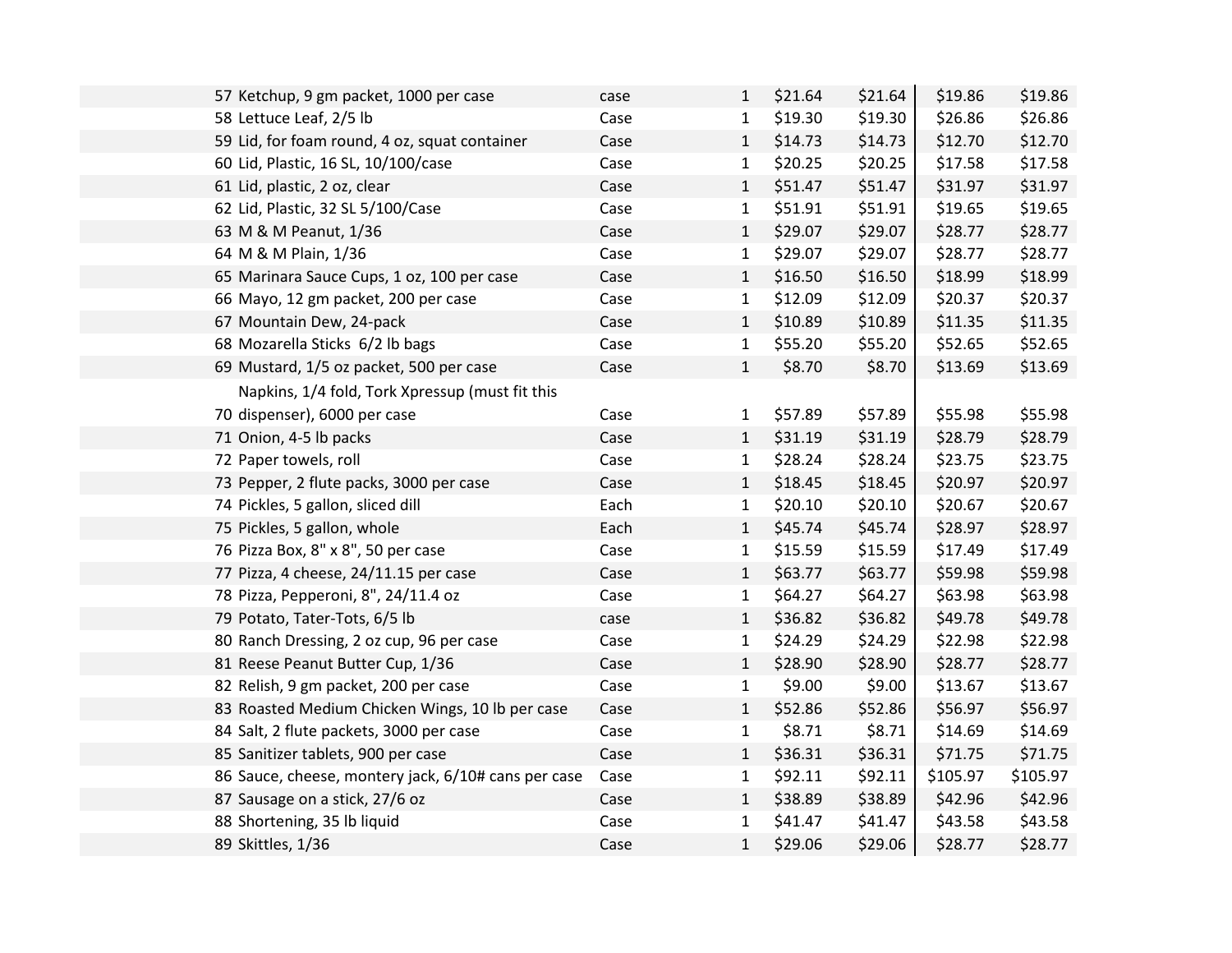| # | Item | Unit | Qty | Price | Total | Price | Total |
|---|---|---|---|---|---|---|---|
| 57 | Ketchup, 9 gm packet, 1000 per case | case | 1 | $21.64 | $21.64 | $19.86 | $19.86 |
| 58 | Lettuce Leaf, 2/5 lb | Case | 1 | $19.30 | $19.30 | $26.86 | $26.86 |
| 59 | Lid, for foam round, 4 oz, squat container | Case | 1 | $14.73 | $14.73 | $12.70 | $12.70 |
| 60 | Lid, Plastic, 16 SL, 10/100/case | Case | 1 | $20.25 | $20.25 | $17.58 | $17.58 |
| 61 | Lid, plastic, 2 oz, clear | Case | 1 | $51.47 | $51.47 | $31.97 | $31.97 |
| 62 | Lid, Plastic, 32 SL 5/100/Case | Case | 1 | $51.91 | $51.91 | $19.65 | $19.65 |
| 63 | M & M Peanut, 1/36 | Case | 1 | $29.07 | $29.07 | $28.77 | $28.77 |
| 64 | M & M Plain, 1/36 | Case | 1 | $29.07 | $29.07 | $28.77 | $28.77 |
| 65 | Marinara Sauce Cups, 1 oz, 100 per case | Case | 1 | $16.50 | $16.50 | $18.99 | $18.99 |
| 66 | Mayo, 12 gm packet, 200 per case | Case | 1 | $12.09 | $12.09 | $20.37 | $20.37 |
| 67 | Mountain Dew, 24-pack | Case | 1 | $10.89 | $10.89 | $11.35 | $11.35 |
| 68 | Mozarella Sticks 6/2 lb bags | Case | 1 | $55.20 | $55.20 | $52.65 | $52.65 |
| 69 | Mustard, 1/5 oz packet, 500 per case | Case | 1 | $8.70 | $8.70 | $13.69 | $13.69 |
| 70 | Napkins, 1/4 fold, Tork Xpressup (must fit this dispenser), 6000 per case | Case | 1 | $57.89 | $57.89 | $55.98 | $55.98 |
| 71 | Onion, 4-5 lb packs | Case | 1 | $31.19 | $31.19 | $28.79 | $28.79 |
| 72 | Paper towels, roll | Case | 1 | $28.24 | $28.24 | $23.75 | $23.75 |
| 73 | Pepper, 2 flute packs, 3000 per case | Case | 1 | $18.45 | $18.45 | $20.97 | $20.97 |
| 74 | Pickles, 5 gallon, sliced dill | Each | 1 | $20.10 | $20.10 | $20.67 | $20.67 |
| 75 | Pickles, 5 gallon, whole | Each | 1 | $45.74 | $45.74 | $28.97 | $28.97 |
| 76 | Pizza Box, 8" x 8", 50 per case | Case | 1 | $15.59 | $15.59 | $17.49 | $17.49 |
| 77 | Pizza, 4 cheese, 24/11.15 per case | Case | 1 | $63.77 | $63.77 | $59.98 | $59.98 |
| 78 | Pizza, Pepperoni, 8", 24/11.4 oz | Case | 1 | $64.27 | $64.27 | $63.98 | $63.98 |
| 79 | Potato, Tater-Tots, 6/5 lb | case | 1 | $36.82 | $36.82 | $49.78 | $49.78 |
| 80 | Ranch Dressing, 2 oz cup, 96 per case | Case | 1 | $24.29 | $24.29 | $22.98 | $22.98 |
| 81 | Reese Peanut Butter Cup, 1/36 | Case | 1 | $28.90 | $28.90 | $28.77 | $28.77 |
| 82 | Relish, 9 gm packet, 200 per case | Case | 1 | $9.00 | $9.00 | $13.67 | $13.67 |
| 83 | Roasted Medium Chicken Wings, 10 lb per case | Case | 1 | $52.86 | $52.86 | $56.97 | $56.97 |
| 84 | Salt, 2 flute packets, 3000 per case | Case | 1 | $8.71 | $8.71 | $14.69 | $14.69 |
| 85 | Sanitizer tablets, 900 per case | Case | 1 | $36.31 | $36.31 | $71.75 | $71.75 |
| 86 | Sauce, cheese, montery jack, 6/10# cans per case | Case | 1 | $92.11 | $92.11 | $105.97 | $105.97 |
| 87 | Sausage on a stick, 27/6 oz | Case | 1 | $38.89 | $38.89 | $42.96 | $42.96 |
| 88 | Shortening, 35 lb liquid | Case | 1 | $41.47 | $41.47 | $43.58 | $43.58 |
| 89 | Skittles, 1/36 | Case | 1 | $29.06 | $29.06 | $28.77 | $28.77 |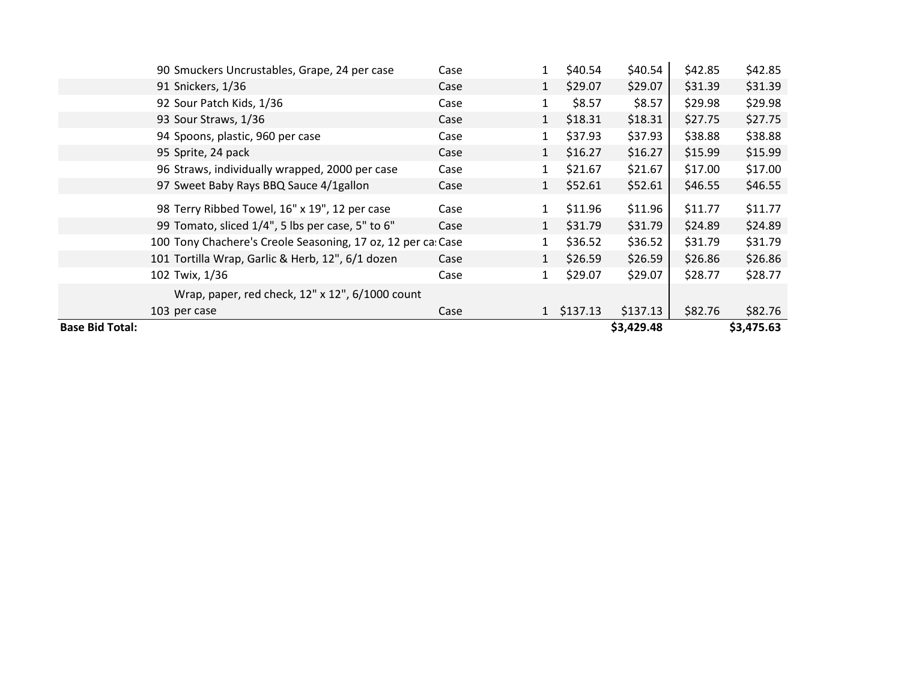| | | | | | | | |
|---|---|---|---|---|---|---|---|
| | 90 | Smuckers Uncrustables, Grape, 24 per case | Case | 1 | $40.54 | $40.54 | $42.85 | $42.85 |
| | 91 | Snickers, 1/36 | Case | 1 | $29.07 | $29.07 | $31.39 | $31.39 |
| | 92 | Sour Patch Kids, 1/36 | Case | 1 | $8.57 | $8.57 | $29.98 | $29.98 |
| | 93 | Sour Straws, 1/36 | Case | 1 | $18.31 | $18.31 | $27.75 | $27.75 |
| | 94 | Spoons, plastic, 960 per case | Case | 1 | $37.93 | $37.93 | $38.88 | $38.88 |
| | 95 | Sprite, 24 pack | Case | 1 | $16.27 | $16.27 | $15.99 | $15.99 |
| | 96 | Straws, individually wrapped, 2000 per case | Case | 1 | $21.67 | $21.67 | $17.00 | $17.00 |
| | 97 | Sweet Baby Rays BBQ Sauce 4/1gallon | Case | 1 | $52.61 | $52.61 | $46.55 | $46.55 |
| | 98 | Terry Ribbed Towel, 16" x 19", 12 per case | Case | 1 | $11.96 | $11.96 | $11.77 | $11.77 |
| | 99 | Tomato, sliced 1/4", 5 lbs per case, 5" to 6" | Case | 1 | $31.79 | $31.79 | $24.89 | $24.89 |
| | 100 | Tony Chachere's Creole Seasoning, 17 oz, 12 per ca | Case | 1 | $36.52 | $36.52 | $31.79 | $31.79 |
| | 101 | Tortilla Wrap, Garlic & Herb, 12", 6/1 dozen | Case | 1 | $26.59 | $26.59 | $26.86 | $26.86 |
| | 102 | Twix, 1/36 | Case | 1 | $29.07 | $29.07 | $28.77 | $28.77 |
| | 103 | Wrap, paper, red check, 12" x 12", 6/1000 count per case | Case | 1 | $137.13 | $137.13 | $82.76 | $82.76 |
| **Base Bid Total:** | | | | | | **$3,429.48** | | **$3,475.63** |